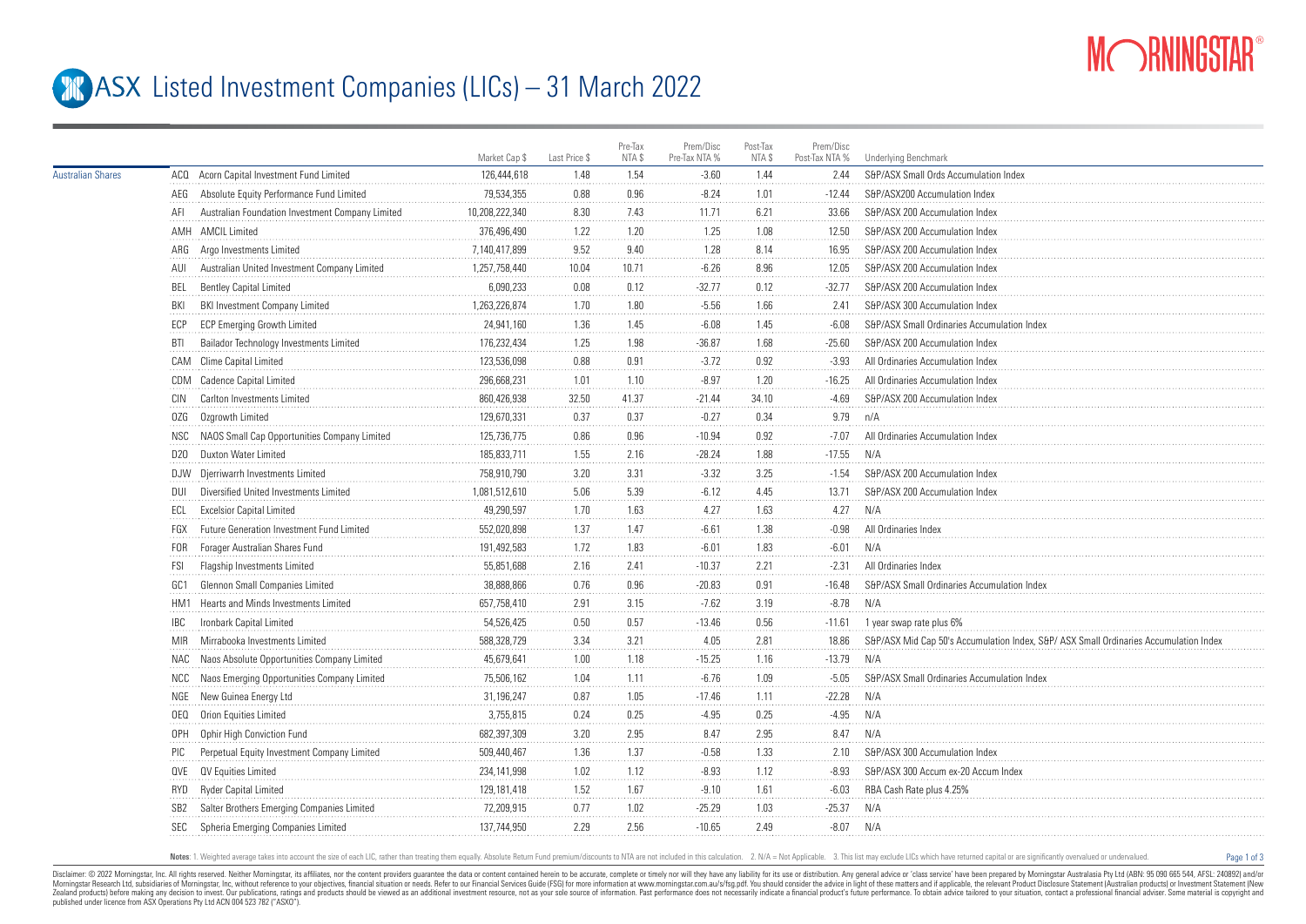# ASX Listed Investment Companies (LICs) – 31 March 2022

| | | | Market Cap $ | Last Price $ | Pre-Tax NTA $ | Prem/Disc Pre-Tax NTA % | Post-Tax NTA $ | Prem/Disc Post-Tax NTA % | Underlying Benchmark |
|---|---|---|---|---|---|---|---|---|---|
| Australian Shares | ACQ | Acorn Capital Investment Fund Limited | 126,444,618 | 1.48 | 1.54 | -3.60 | 1.44 | 2.44 | S&P/ASX Small Ords Accumulation Index |
| | AEG | Absolute Equity Performance Fund Limited | 79,534,355 | 0.88 | 0.96 | -8.24 | 1.01 | -12.44 | S&P/ASX200 Accumulation Index |
| | AFI | Australian Foundation Investment Company Limited | 10,208,222,340 | 8.30 | 7.43 | 11.71 | 6.21 | 33.66 | S&P/ASX 200 Accumulation Index |
| | AMH | AMCIL Limited | 376,496,490 | 1.22 | 1.20 | 1.25 | 1.08 | 12.50 | S&P/ASX 200 Accumulation Index |
| | ARG | Argo Investments Limited | 7,140,417,899 | 9.52 | 9.40 | 1.28 | 8.14 | 16.95 | S&P/ASX 200 Accumulation Index |
| | AUI | Australian United Investment Company Limited | 1,257,758,440 | 10.04 | 10.71 | -6.26 | 8.96 | 12.05 | S&P/ASX 200 Accumulation Index |
| | BEL | Bentley Capital Limited | 6,090,233 | 0.08 | 0.12 | -32.77 | 0.12 | -32.77 | S&P/ASX 200 Accumulation Index |
| | BKI | BKI Investment Company Limited | 1,263,226,874 | 1.70 | 1.80 | -5.56 | 1.66 | 2.41 | S&P/ASX 300 Accumulation Index |
| | ECP | ECP Emerging Growth Limited | 24,941,160 | 1.36 | 1.45 | -6.08 | 1.45 | -6.08 | S&P/ASX Small Ordinaries Accumulation Index |
| | BTI | Bailador Technology Investments Limited | 176,232,434 | 1.25 | 1.98 | -36.87 | 1.68 | -25.60 | S&P/ASX 200 Accumulation Index |
| | CAM | Clime Capital Limited | 123,536,098 | 0.88 | 0.91 | -3.72 | 0.92 | -3.93 | All Ordinaries Accumulation Index |
| | CDM | Cadence Capital Limited | 296,668,231 | 1.01 | 1.10 | -8.97 | 1.20 | -16.25 | All Ordinaries Accumulation Index |
| | CIN | Carlton Investments Limited | 860,426,938 | 32.50 | 41.37 | -21.44 | 34.10 | -4.69 | S&P/ASX 200 Accumulation Index |
| | OZG | Ozgrowth Limited | 129,670,331 | 0.37 | 0.37 | -0.27 | 0.34 | 9.79 | n/A |
| | NSC | NAOS Small Cap Opportunities Company Limited | 125,736,775 | 0.86 | 0.96 | -10.94 | 0.92 | -7.07 | All Ordinaries Accumulation Index |
| | D2O | Duxton Water Limited | 185,833,711 | 1.55 | 2.16 | -28.24 | 1.88 | -17.55 | N/A |
| | DJW | Djerriwarrh Investments Limited | 758,910,790 | 3.20 | 3.31 | -3.32 | 3.25 | -1.54 | S&P/ASX 200 Accumulation Index |
| | DUI | Diversified United Investments Limited | 1,081,512,610 | 5.06 | 5.39 | -6.12 | 4.45 | 13.71 | S&P/ASX 200 Accumulation Index |
| | ECL | Excelsior Capital Limited | 49,290,597 | 1.70 | 1.63 | 4.27 | 1.63 | 4.27 | N/A |
| | FGX | Future Generation Investment Fund Limited | 552,020,898 | 1.37 | 1.47 | -6.61 | 1.38 | -0.98 | All Ordinaries Index |
| | FOR | Forager Australian Shares Fund | 191,492,583 | 1.72 | 1.83 | -6.01 | 1.83 | -6.01 | N/A |
| | FSI | Flagship Investments Limited | 55,851,688 | 2.16 | 2.41 | -10.37 | 2.21 | -2.31 | All Ordinaries Index |
| | GC1 | Glennon Small Companies Limited | 38,888,866 | 0.76 | 0.96 | -20.83 | 0.91 | -16.48 | S&P/ASX Small Ordinaries Accumulation Index |
| | HM1 | Hearts and Minds Investments Limited | 657,758,410 | 2.91 | 3.15 | -7.62 | 3.19 | -8.78 | N/A |
| | IBC | Ironbark Capital Limited | 54,526,425 | 0.50 | 0.57 | -13.46 | 0.56 | -11.61 | 1 year swap rate plus 6% |
| | MIR | Mirrabooka Investments Limited | 588,328,729 | 3.34 | 3.21 | 4.05 | 2.81 | 18.86 | S&P/ASX Mid Cap 50's Accumulation Index, S&P/ ASX Small Ordinaries Accumulation Index |
| | NAC | Naos Absolute Opportunities Company Limited | 45,679,641 | 1.00 | 1.18 | -15.25 | 1.16 | -13.79 | N/A |
| | NCC | Naos Emerging Opportunities Company Limited | 75,506,162 | 1.04 | 1.11 | -6.76 | 1.09 | -5.05 | S&P/ASX Small Ordinaries Accumulation Index |
| | NGE | New Guinea Energy Ltd | 31,196,247 | 0.87 | 1.05 | -17.46 | 1.11 | -22.28 | N/A |
| | OEQ | Orion Equities Limited | 3,755,815 | 0.24 | 0.25 | -4.95 | 0.25 | -4.95 | N/A |
| | OPH | Ophir High Conviction Fund | 682,397,309 | 3.20 | 2.95 | 8.47 | 2.95 | 8.47 | N/A |
| | PIC | Perpetual Equity Investment Company Limited | 509,440,467 | 1.36 | 1.37 | -0.58 | 1.33 | 2.10 | S&P/ASX 300 Accumulation Index |
| | QVE | QV Equities Limited | 234,141,998 | 1.02 | 1.12 | -8.93 | 1.12 | -8.93 | S&P/ASX 300 Accum ex-20 Accum Index |
| | RYD | Ryder Capital Limited | 129,181,418 | 1.52 | 1.67 | -9.10 | 1.61 | -6.03 | RBA Cash Rate plus 4.25% |
| | SB2 | Salter Brothers Emerging Companies Limited | 72,209,915 | 0.77 | 1.02 | -25.29 | 1.03 | -25.37 | N/A |
| | SEC | Spheria Emerging Companies Limited | 137,744,950 | 2.29 | 2.56 | -10.65 | 2.49 | -8.07 | N/A |

Notes: 1. Weighted average takes into account the size of each LIC, rather than treating them equally. Absolute Return Fund premium/discounts to NTA are not included in this calculation. 2. N/A = Not Applicable. 3. This list may exclude LICs which have returned capital or are significantly overvalued or undervalued.

Disclaimer: © 2022 Morningstar, Inc. All rights reserved. Neither Morningstar, its affiliates, nor the content providers guarantee the data or content contained herein to be accurate, complete or timely nor will they have any liability for its use or distribution. Any general advice or 'class service' have been prepared by Morningstar Australasia Pty Ltd (ABN: 95 090 665 544, AFSL: 240892) and/or Morningstar Research Ltd, subsidiaries of Morningstar, Inc, without reference to your objectives, financial situation or needs. Refer to our Financial Services Guide (FSG) for more information at www.morningstar.com.au/s/fsg.pdf. You should consider the advice in light of these matters and if applicable, the relevant Product Disclosure Statement (Australian products) or Investment Statement (New Zealand products) before making any decision to invest. Our publications, ratings and products should be viewed as an additional investment resource, not as your sole source of information. Past performance does not necessarily indicate a financial product's future performance. To obtain advice tailored to your situation, contact a professional financial adviser. Some material is copyright and published under licence from ASX Operations Pty Ltd ACN 004 523 782 ("ASXO").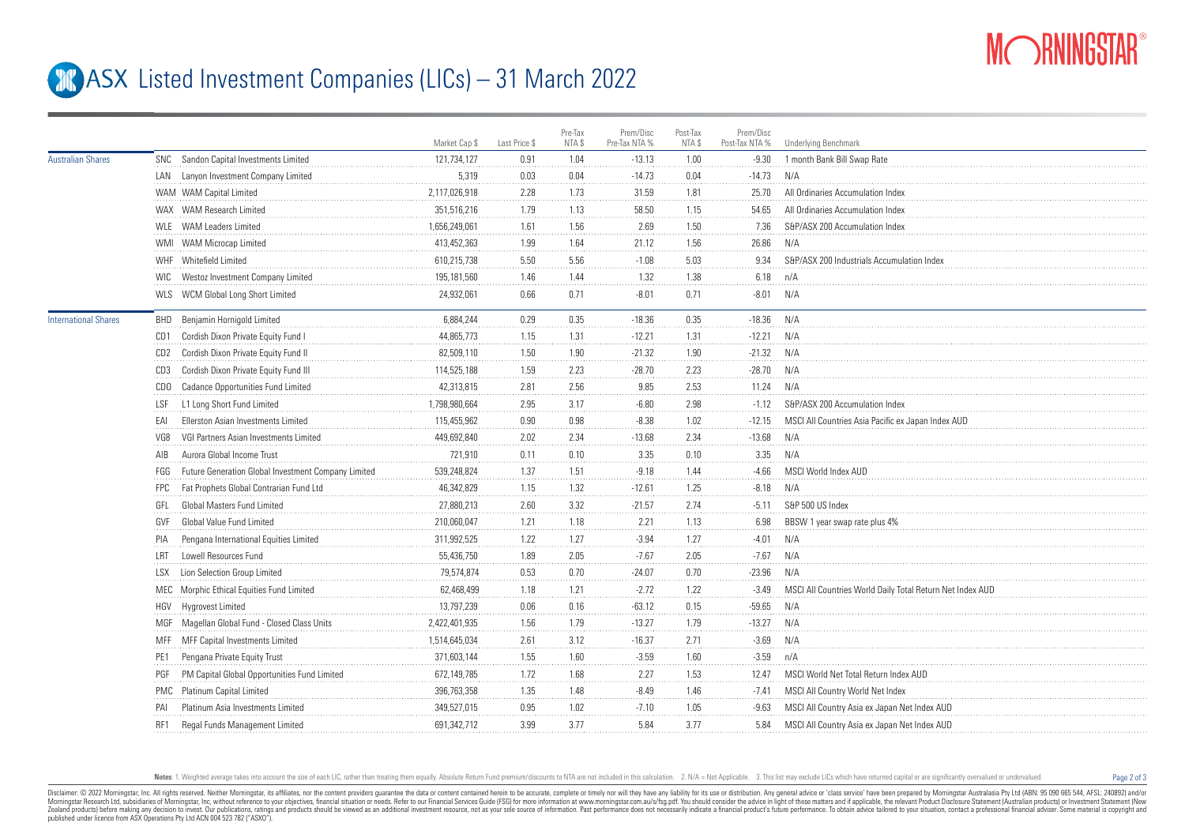# ASX Listed Investment Companies (LICs) – 31 March 2022

| | | | Market Cap $ | Last Price $ | Pre-Tax NTA $ | Prem/Disc Pre-Tax NTA % | Post-Tax NTA $ | Prem/Disc Post-Tax NTA % | Underlying Benchmark |
|---|---|---|---|---|---|---|---|---|---|
| Australian Shares | SNC | Sandon Capital Investments Limited | 121,734,127 | 0.91 | 1.04 | -13.13 | 1.00 | -9.30 | 1 month Bank Bill Swap Rate |
| | LAN | Lanyon Investment Company Limited | 5,319 | 0.03 | 0.04 | -14.73 | 0.04 | -14.73 | N/A |
| | WAM | WAM Capital Limited | 2,117,026,918 | 2.28 | 1.73 | 31.59 | 1.81 | 25.70 | All Ordinaries Accumulation Index |
| | WAX | WAM Research Limited | 351,516,216 | 1.79 | 1.13 | 58.50 | 1.15 | 54.65 | All Ordinaries Accumulation Index |
| | WLE | WAM Leaders Limited | 1,656,249,061 | 1.61 | 1.56 | 2.69 | 1.50 | 7.36 | S&P/ASX 200 Accumulation Index |
| | WMI | WAM Microcap Limited | 413,452,363 | 1.99 | 1.64 | 21.12 | 1.56 | 26.86 | N/A |
| | WHF | Whitefield Limited | 610,215,738 | 5.50 | 5.56 | -1.08 | 5.03 | 9.34 | S&P/ASX 200 Industrials Accumulation Index |
| | WIC | Westoz Investment Company Limited | 195,181,560 | 1.46 | 1.44 | 1.32 | 1.38 | 6.18 | n/A |
| | WLS | WCM Global Long Short Limited | 24,932,061 | 0.66 | 0.71 | -8.01 | 0.71 | -8.01 | N/A |
| International Shares | BHD | Benjamin Hornigold Limited | 6,884,244 | 0.29 | 0.35 | -18.36 | 0.35 | -18.36 | N/A |
| | CD1 | Cordish Dixon Private Equity Fund I | 44,865,773 | 1.15 | 1.31 | -12.21 | 1.31 | -12.21 | N/A |
| | CD2 | Cordish Dixon Private Equity Fund II | 82,509,110 | 1.50 | 1.90 | -21.32 | 1.90 | -21.32 | N/A |
| | CD3 | Cordish Dixon Private Equity Fund III | 114,525,188 | 1.59 | 2.23 | -28.70 | 2.23 | -28.70 | N/A |
| | CDO | Cadance Opportunities Fund Limited | 42,313,815 | 2.81 | 2.56 | 9.85 | 2.53 | 11.24 | N/A |
| | LSF | L1 Long Short Fund Limited | 1,798,980,664 | 2.95 | 3.17 | -6.80 | 2.98 | -1.12 | S&P/ASX 200 Accumulation Index |
| | EAI | Ellerston Asian Investments Limited | 115,455,962 | 0.90 | 0.98 | -8.38 | 1.02 | -12.15 | MSCI All Countries Asia Pacific ex Japan Index AUD |
| | VG8 | VGI Partners Asian Investments Limited | 449,692,840 | 2.02 | 2.34 | -13.68 | 2.34 | -13.68 | N/A |
| | AIB | Aurora Global Income Trust | 721,910 | 0.11 | 0.10 | 3.35 | 0.10 | 3.35 | N/A |
| | FGG | Future Generation Global Investment Company Limited | 539,248,824 | 1.37 | 1.51 | -9.18 | 1.44 | -4.66 | MSCI World Index AUD |
| | FPC | Fat Prophets Global Contrarian Fund Ltd | 46,342,829 | 1.15 | 1.32 | -12.61 | 1.25 | -8.18 | N/A |
| | GFL | Global Masters Fund Limited | 27,880,213 | 2.60 | 3.32 | -21.57 | 2.74 | -5.11 | S&P 500 US Index |
| | GVF | Global Value Fund Limited | 210,060,047 | 1.21 | 1.18 | 2.21 | 1.13 | 6.98 | BBSW 1 year swap rate plus 4% |
| | PIA | Pengana International Equities Limited | 311,992,525 | 1.22 | 1.27 | -3.94 | 1.27 | -4.01 | N/A |
| | LRT | Lowell Resources Fund | 55,436,750 | 1.89 | 2.05 | -7.67 | 2.05 | -7.67 | N/A |
| | LSX | Lion Selection Group Limited | 79,574,874 | 0.53 | 0.70 | -24.07 | 0.70 | -23.96 | N/A |
| | MEC | Morphic Ethical Equities Fund Limited | 62,468,499 | 1.18 | 1.21 | -2.72 | 1.22 | -3.49 | MSCI All Countries World Daily Total Return Net Index AUD |
| | HGV | Hygrovest Limited | 13,797,239 | 0.06 | 0.16 | -63.12 | 0.15 | -59.65 | N/A |
| | MGF | Magellan Global Fund - Closed Class Units | 2,422,401,935 | 1.56 | 1.79 | -13.27 | 1.79 | -13.27 | N/A |
| | MFF | MFF Capital Investments Limited | 1,514,645,034 | 2.61 | 3.12 | -16.37 | 2.71 | -3.69 | N/A |
| | PE1 | Pengana Private Equity Trust | 371,603,144 | 1.55 | 1.60 | -3.59 | 1.60 | -3.59 | n/A |
| | PGF | PM Capital Global Opportunities Fund Limited | 672,149,785 | 1.72 | 1.68 | 2.27 | 1.53 | 12.47 | MSCI World Net Total Return Index AUD |
| | PMC | Platinum Capital Limited | 396,763,358 | 1.35 | 1.48 | -8.49 | 1.46 | -7.41 | MSCI All Country World Net Index |
| | PAI | Platinum Asia Investments Limited | 349,527,015 | 0.95 | 1.02 | -7.10 | 1.05 | -9.63 | MSCI All Country Asia ex Japan Net Index AUD |
| | RF1 | Regal Funds Management Limited | 691,342,712 | 3.99 | 3.77 | 5.84 | 3.77 | 5.84 | MSCI All Country Asia ex Japan Net Index AUD |

**Notes**: 1. Weighted average takes into account the size of each LIC, rather than treating them equally. Absolute Return Fund premium/discounts to NTA are not included in this calculation. 2. N/A = Not Applicable. 3. This list may exclude LICs which have returned capital or are significantly overvalued or undervalued.

Disclaimer: © 2022 Morningstar, Inc. All rights reserved. Neither Morningstar, its affiliates, nor the content providers guarantee the data or content contained herein to be accurate, complete or timely nor will they have any liability for its use or distribution. Any general advice or 'class service' have been prepared by Morningstar Australasia Pty Ltd (ABN: 95 090 665 544, AFSL: 240892) and/or Morningstar Research Ltd, subsidiaries of Morningstar, Inc, without reference to your objectives, financial situation or needs. Refer to our Financial Services Guide (FSG) for more information at www.morningstar.com.au/s/fsg.pdf. You should consider the advice in light of these matters and if applicable, the relevant Product Disclosure Statement (Australian products) or Investment Statement (New Zealand products) before making any decision to invest. Our publications, ratings and products should be viewed as an additional investment resource, not as your sole source of information. Past performance does not necessarily indicate a financial product's future performance. To obtain advice tailored to your situation, contact a professional financial adviser. Some material is copyright and published under licence from ASX Operations Pty Ltd ACN 004 523 782 ("ASXO").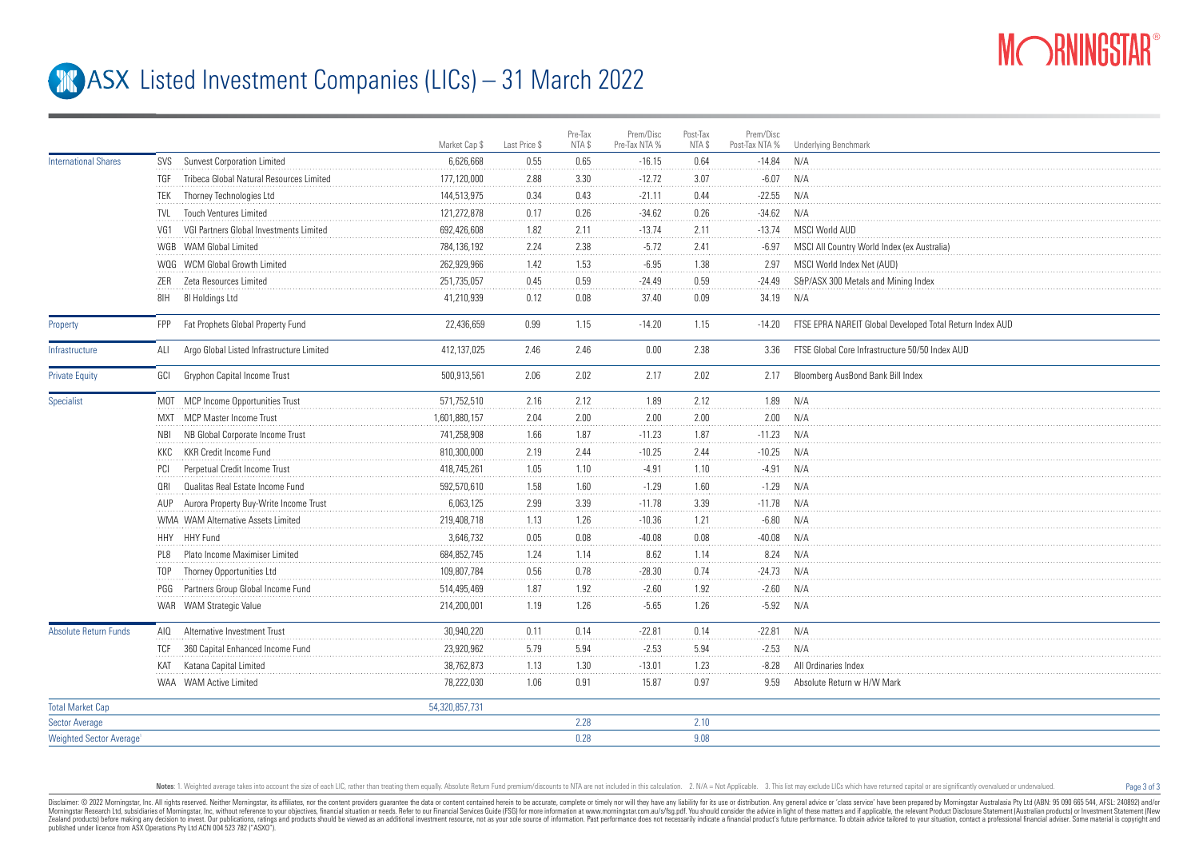# ASX Listed Investment Companies (LICs) – 31 March 2022

| | | | Market Cap $ | Last Price $ | Pre-Tax NTA $ | Prem/Disc Pre-Tax NTA % | Post-Tax NTA $ | Prem/Disc Post-Tax NTA % | Underlying Benchmark |
|---|---|---|---|---|---|---|---|---|---|
| International Shares | SVS | Sunvest Corporation Limited | 6,626,668 | 0.55 | 0.65 | -16.15 | 0.64 | -14.84 | N/A |
| | TGF | Tribeca Global Natural Resources Limited | 177,120,000 | 2.88 | 3.30 | -12.72 | 3.07 | -6.07 | N/A |
| | TEK | Thorney Technologies Ltd | 144,513,975 | 0.34 | 0.43 | -21.11 | 0.44 | -22.55 | N/A |
| | TVL | Touch Ventures Limited | 121,272,878 | 0.17 | 0.26 | -34.62 | 0.26 | -34.62 | N/A |
| | VG1 | VGI Partners Global Investments Limited | 692,426,608 | 1.82 | 2.11 | -13.74 | 2.11 | -13.74 | MSCI World AUD |
| | WGB | WAM Global Limited | 784,136,192 | 2.24 | 2.38 | -5.72 | 2.41 | -6.97 | MSCI All Country World Index (ex Australia) |
| | WQG | WCM Global Growth Limited | 262,929,966 | 1.42 | 1.53 | -6.95 | 1.38 | 2.97 | MSCI World Index Net (AUD) |
| | ZER | Zeta Resources Limited | 251,735,057 | 0.45 | 0.59 | -24.49 | 0.59 | -24.49 | S&P/ASX 300 Metals and Mining Index |
| | 8IH | 8I Holdings Ltd | 41,210,939 | 0.12 | 0.08 | 37.40 | 0.09 | 34.19 | N/A |
| Property | FPP | Fat Prophets Global Property Fund | 22,436,659 | 0.99 | 1.15 | -14.20 | 1.15 | -14.20 | FTSE EPRA NAREIT Global Developed Total Return Index AUD |
| Infrastructure | ALI | Argo Global Listed Infrastructure Limited | 412,137,025 | 2.46 | 2.46 | 0.00 | 2.38 | 3.36 | FTSE Global Core Infrastructure 50/50 Index AUD |
| Private Equity | GCI | Gryphon Capital Income Trust | 500,913,561 | 2.06 | 2.02 | 2.17 | 2.02 | 2.17 | Bloomberg AusBond Bank Bill Index |
| Specialist | MOT | MCP Income Opportunities Trust | 571,752,510 | 2.16 | 2.12 | 1.89 | 2.12 | 1.89 | N/A |
| | MXT | MCP Master Income Trust | 1,601,880,157 | 2.04 | 2.00 | 2.00 | 2.00 | 2.00 | N/A |
| | NBI | NB Global Corporate Income Trust | 741,258,908 | 1.66 | 1.87 | -11.23 | 1.87 | -11.23 | N/A |
| | KKC | KKR Credit Income Fund | 810,300,000 | 2.19 | 2.44 | -10.25 | 2.44 | -10.25 | N/A |
| | PCI | Perpetual Credit Income Trust | 418,745,261 | 1.05 | 1.10 | -4.91 | 1.10 | -4.91 | N/A |
| | QRI | Qualitas Real Estate Income Fund | 592,570,610 | 1.58 | 1.60 | -1.29 | 1.60 | -1.29 | N/A |
| | AUP | Aurora Property Buy-Write Income Trust | 6,063,125 | 2.99 | 3.39 | -11.78 | 3.39 | -11.78 | N/A |
| | WMA | WAM Alternative Assets Limited | 219,408,718 | 1.13 | 1.26 | -10.36 | 1.21 | -6.80 | N/A |
| | HHY | HHY Fund | 3,646,732 | 0.05 | 0.08 | -40.08 | 0.08 | -40.08 | N/A |
| | PL8 | Plato Income Maximiser Limited | 684,852,745 | 1.24 | 1.14 | 8.62 | 1.14 | 8.24 | N/A |
| | TOP | Thorney Opportunities Ltd | 109,807,784 | 0.56 | 0.78 | -28.30 | 0.74 | -24.73 | N/A |
| | PGG | Partners Group Global Income Fund | 514,495,469 | 1.87 | 1.92 | -2.60 | 1.92 | -2.60 | N/A |
| | WAR | WAM Strategic Value | 214,200,001 | 1.19 | 1.26 | -5.65 | 1.26 | -5.92 | N/A |
| Absolute Return Funds | AIQ | Alternative Investment Trust | 30,940,220 | 0.11 | 0.14 | -22.81 | 0.14 | -22.81 | N/A |
| | TCF | 360 Capital Enhanced Income Fund | 23,920,962 | 5.79 | 5.94 | -2.53 | 5.94 | -2.53 | N/A |
| | KAT | Katana Capital Limited | 38,762,873 | 1.13 | 1.30 | -13.01 | 1.23 | -8.28 | All Ordinaries Index |
| | WAA | WAM Active Limited | 78,222,030 | 1.06 | 0.91 | 15.87 | 0.97 | 9.59 | Absolute Return w H/W Mark |
| Total Market Cap | | | 54,320,857,731 | | | | | | |
| Sector Average | | | | | 2.28 | | 2.10 | | |
| Weighted Sector Average[1] | | | | | 0.28 | | 9.08 | | |

Notes: 1. Weighted average takes into account the size of each LIC, rather than treating them equally. Absolute Return Fund premium/discounts to NTA are not included in this calculation. 2. N/A = Not Applicable. 3. This list may exclude LICs which have returned capital or are significantly overvalued or undervalued.

Disclaimer: © 2022 Morningstar, Inc. All rights reserved. Neither Morningstar, its affiliates, nor the content providers guarantee the data or content contained herein to be accurate, complete or timely nor will they have any liability for its use or distribution. Any general advice or 'class service' have been prepared by Morningstar Australasia Pty Ltd (ABN: 95 090 665 544, AFSL: 240892) and/or Morningstar Research Ltd, subsidiaries of Morningstar, Inc, without reference to your objectives, financial situation or needs. Refer to our Financial Services Guide (FSG) for more information at www.morningstar.com.au/s/fsg.pdf. You should consider the advice in light of these matters and if applicable, the relevant Product Disclosure Statement (Australian products) or Investment Statement (New Zealand products) before making any decision to invest. Our publications, ratings and products should be viewed as an additional investment resource, not as your sole source of information. Past performance does not necessarily indicate a financial product's future performance. To obtain advice tailored to your situation, contact a professional financial adviser. Some material is copyright and published under licence from ASX Operations Pty Ltd ACN 004 523 782 ("ASXO").